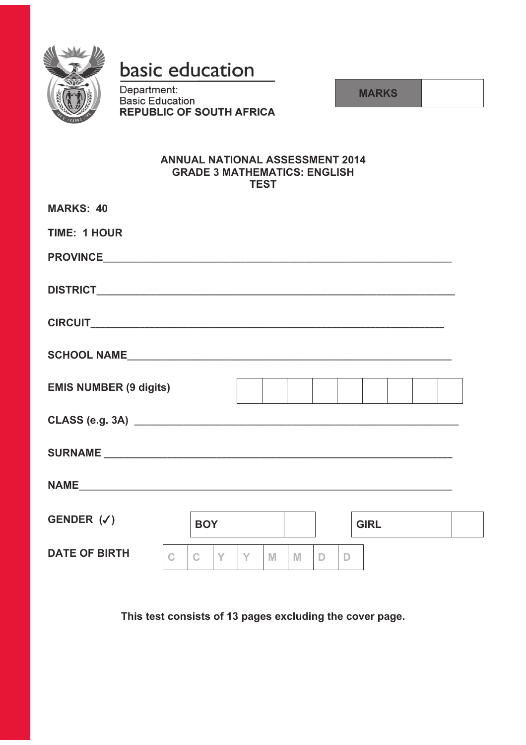basic education

Department:
Basic Education
**REPUBLIC OF SOUTH AFRICA**

| **MARKS** | |
|---|---|

## ANNUAL NATIONAL ASSESSMENT 2014
## GRADE 3 MATHEMATICS: ENGLISH
## TEST

**MARKS: 40**

**TIME: 1 HOUR**

**PROVINCE**\_\_\_\_\_\_\_\_\_\_\_\_\_\_\_\_\_\_\_\_\_\_\_\_\_\_\_\_\_\_\_\_\_\_\_\_\_\_\_\_\_\_\_\_\_\_\_\_\_\_\_\_\_\_\_\_

**DISTRICT**\_\_\_\_\_\_\_\_\_\_\_\_\_\_\_\_\_\_\_\_\_\_\_\_\_\_\_\_\_\_\_\_\_\_\_\_\_\_\_\_\_\_\_\_\_\_\_\_\_\_\_\_\_\_\_\_

**CIRCUIT**\_\_\_\_\_\_\_\_\_\_\_\_\_\_\_\_\_\_\_\_\_\_\_\_\_\_\_\_\_\_\_\_\_\_\_\_\_\_\_\_\_\_\_\_\_\_\_\_\_\_\_\_\_\_\_\_

**SCHOOL NAME**\_\_\_\_\_\_\_\_\_\_\_\_\_\_\_\_\_\_\_\_\_\_\_\_\_\_\_\_\_\_\_\_\_\_\_\_\_\_\_\_\_\_\_\_\_\_\_\_\_\_

**EMIS NUMBER (9 digits)**

| | | | | | | | | |
|---|---|---|---|---|---|---|---|---|

**CLASS (e.g. 3A)** \_\_\_\_\_\_\_\_\_\_\_\_\_\_\_\_\_\_\_\_\_\_\_\_\_\_\_\_\_\_\_\_\_\_\_\_\_\_\_\_\_\_\_\_\_\_\_\_\_\_

**SURNAME** \_\_\_\_\_\_\_\_\_\_\_\_\_\_\_\_\_\_\_\_\_\_\_\_\_\_\_\_\_\_\_\_\_\_\_\_\_\_\_\_\_\_\_\_\_\_\_\_\_\_\_\_\_\_

**NAME**\_\_\_\_\_\_\_\_\_\_\_\_\_\_\_\_\_\_\_\_\_\_\_\_\_\_\_\_\_\_\_\_\_\_\_\_\_\_\_\_\_\_\_\_\_\_\_\_\_\_\_\_\_\_\_\_\_\_

**GENDER (✓)**

| **BOY** | | **GIRL** | |
|---|---|---|---|

**DATE OF BIRTH**

| C | C | Y | Y | M | M | D | D |
|---|---|---|---|---|---|---|---|

**This test consists of 13 pages excluding the cover page.**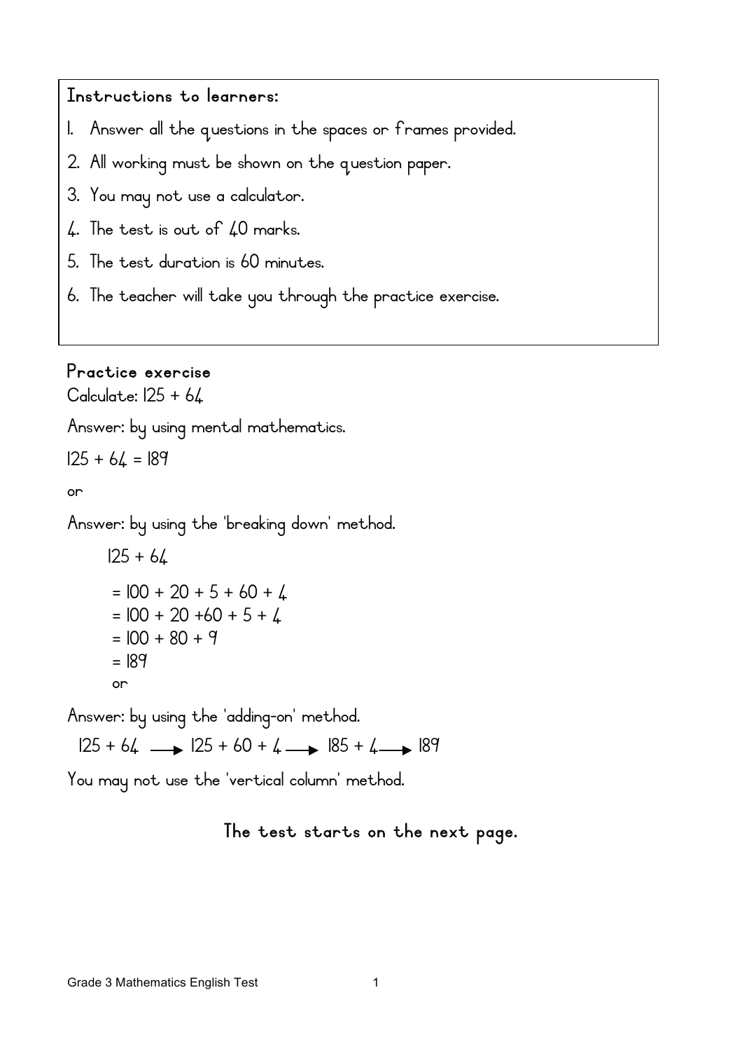**Instructions to learners:**

1. Answer all the questions in the spaces or frames provided.
2. All working must be shown on the question paper.
3. You may not use a calculator.
4. The test is out of 40 marks.
5. The test duration is 60 minutes.
6. The teacher will take you through the practice exercise.

## Practice exercise

Calculate: $125 + 64$

Answer: by using mental mathematics.

$125 + 64 = 189$

or

Answer: by using the 'breaking down' method.

$125 + 64$

$= 100 + 20 + 5 + 60 + 4$
$= 100 + 20 + 60 + 5 + 4$
$= 100 + 80 + 9$
$= 189$

or

Answer: by using the 'adding-on' method.

$125 + 64 \longrightarrow 125 + 60 + 4 \longrightarrow 185 + 4 \longrightarrow 189$

You may not use the 'vertical column' method.

**The test starts on the next page.**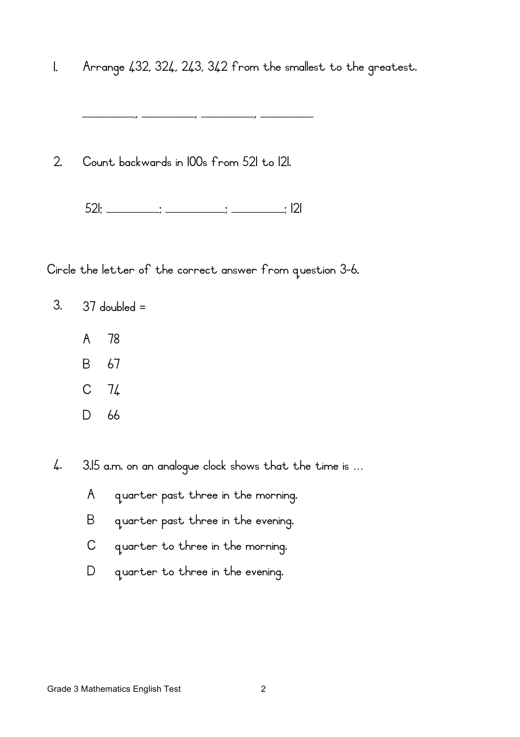1. Arrange 432, 324, 243, 342 from the smallest to the greatest.

   \_\_\_\_\_\_\_\_\_\_, \_\_\_\_\_\_\_\_\_\_, \_\_\_\_\_\_\_\_\_\_, \_\_\_\_\_\_\_\_\_\_

2. Count backwards in 100s from 521 to 121.

   521; \_\_\_\_\_\_\_\_\_\_; \_\_\_\_\_\_\_\_\_\_; \_\_\_\_\_\_\_\_\_\_; 121

Circle the letter of the correct answer from question 3-6.

3. 37 doubled =

   A 78

   B 67

   C 74

   D 66

4. 3.15 a.m. on an analogue clock shows that the time is ...

   A quarter past three in the morning.

   B quarter past three in the evening.

   C quarter to three in the morning.

   D quarter to three in the evening.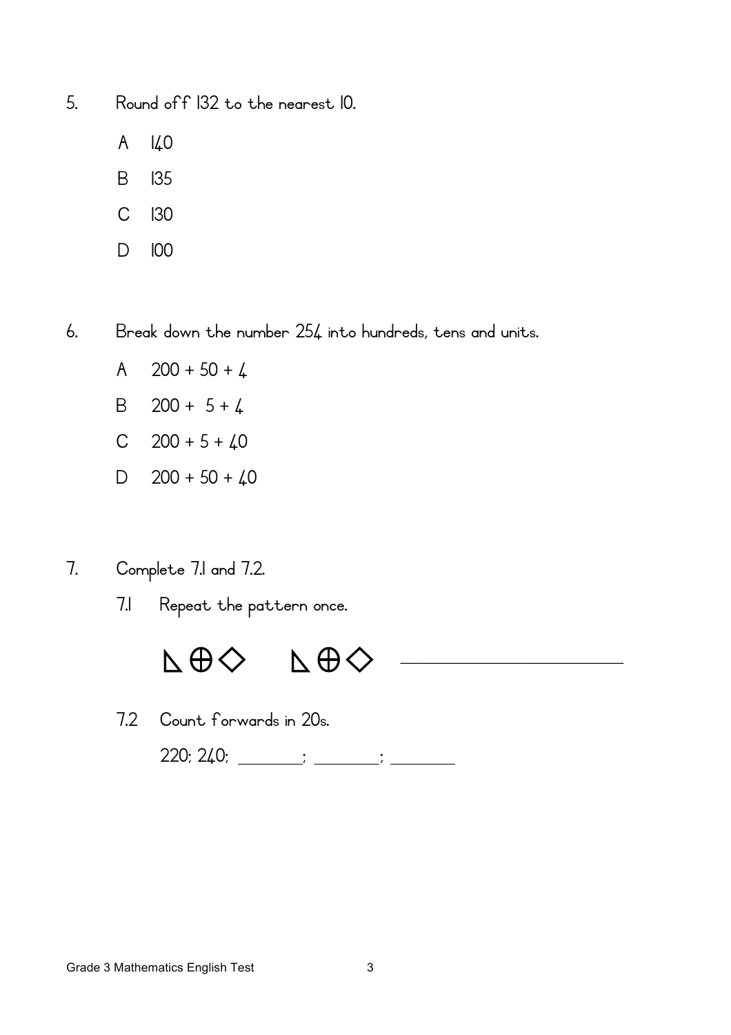5. Round off 132 to the nearest 10.

   A 140

   B 135

   C 130

   D 100

6. Break down the number 254 into hundreds, tens and units.

   A 200 + 50 + 4

   B 200 + 5 + 4

   C 200 + 5 + 40

   D 200 + 50 + 40

7. Complete 7.1 and 7.2.

   7.1 Repeat the pattern once.

   ◺ ⊕ ◇ ◺ ⊕ ◇ ____________________

   7.2 Count forwards in 20s.

   220; 240; ______; ______; ______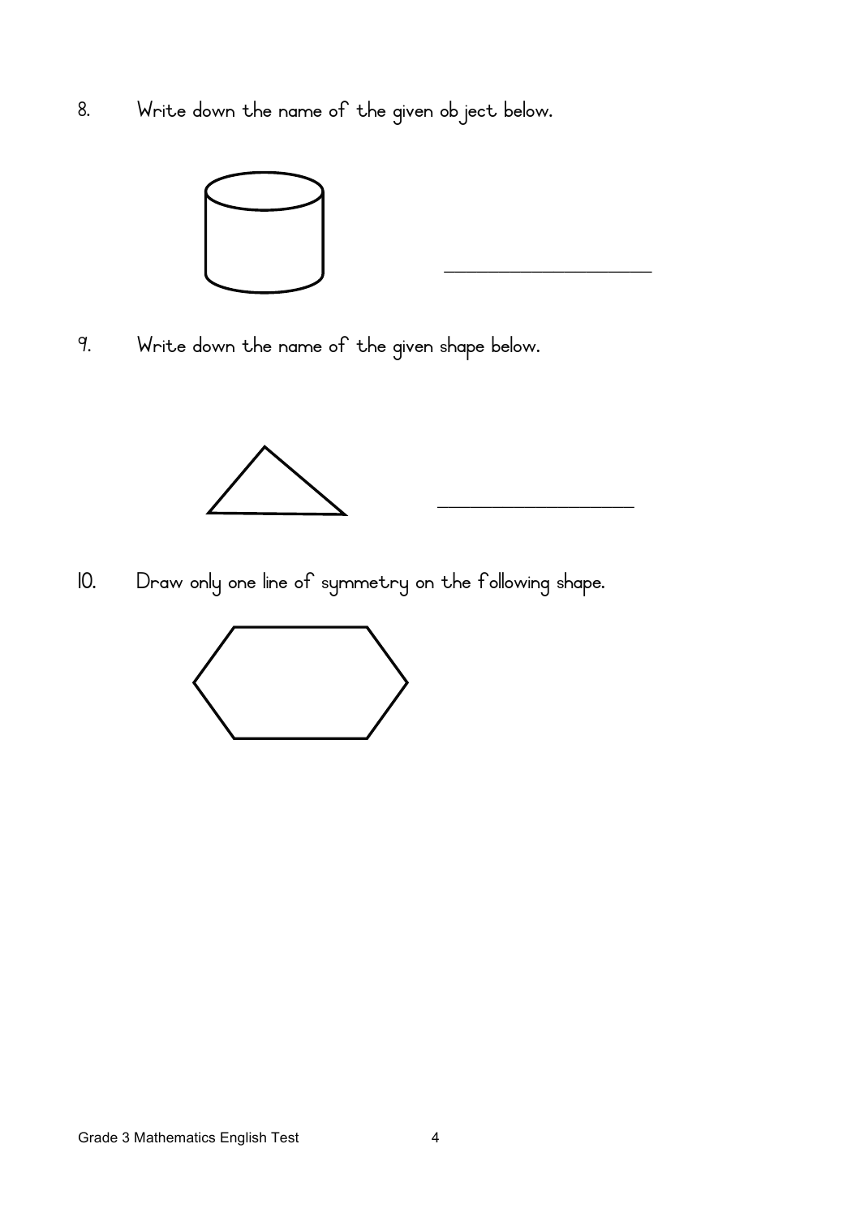8. Write down the name of the given object below.

\_\_\_\_\_\_\_\_\_\_\_\_\_\_\_\_\_\_\_\_\_\_

9. Write down the name of the given shape below.

\_\_\_\_\_\_\_\_\_\_\_\_\_\_\_\_\_\_\_\_\_\_

10. Draw only one line of symmetry on the following shape.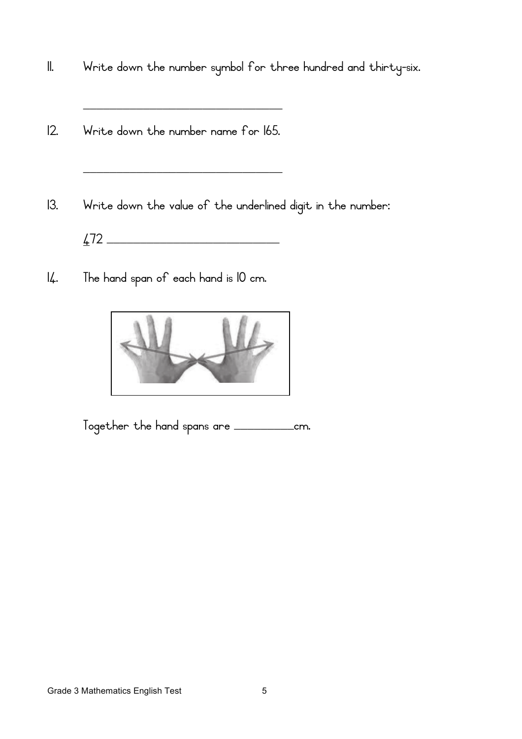11. Write down the number symbol for three hundred and thirty-six.

    \_\_\_\_\_\_\_\_\_\_\_\_\_\_\_\_\_\_\_\_\_\_\_\_\_\_\_\_\_\_

12. Write down the number name for 165.

    \_\_\_\_\_\_\_\_\_\_\_\_\_\_\_\_\_\_\_\_\_\_\_\_\_\_\_\_\_\_

13. Write down the value of the underlined digit in the number:

    <u>4</u>72 \_\_\_\_\_\_\_\_\_\_\_\_\_\_\_\_\_\_\_\_\_\_\_\_\_\_

14. The hand span of each hand is 10 cm.

    Together the hand spans are \_\_\_\_\_\_\_\_\_\_cm.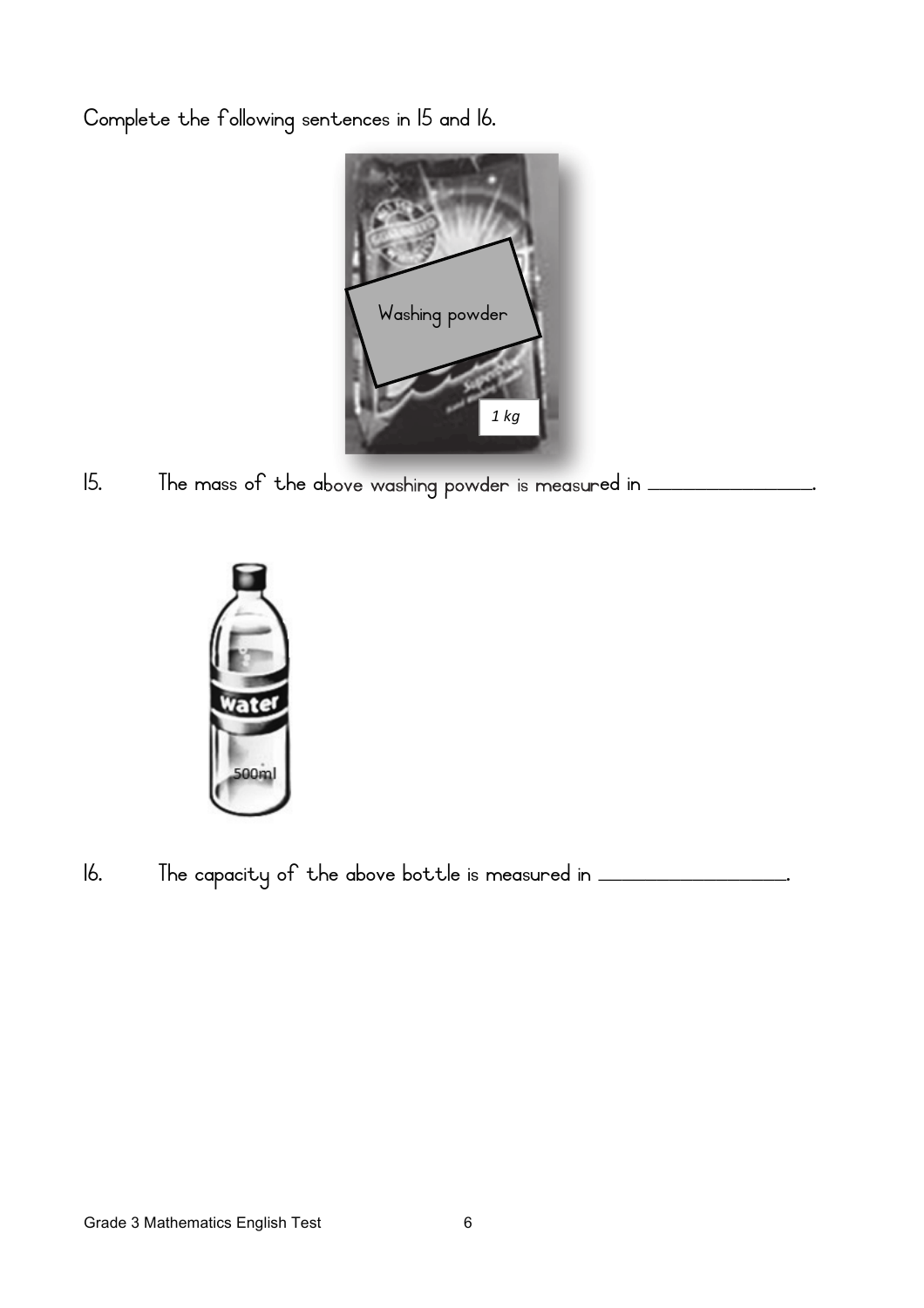Complete the following sentences in 15 and 16.

15. The mass of the above washing powder is measured in \_\_\_\_\_\_\_\_\_\_\_\_\_\_\_\_.

16. The capacity of the above bottle is measured in \_\_\_\_\_\_\_\_\_\_\_\_\_\_\_\_\_\_.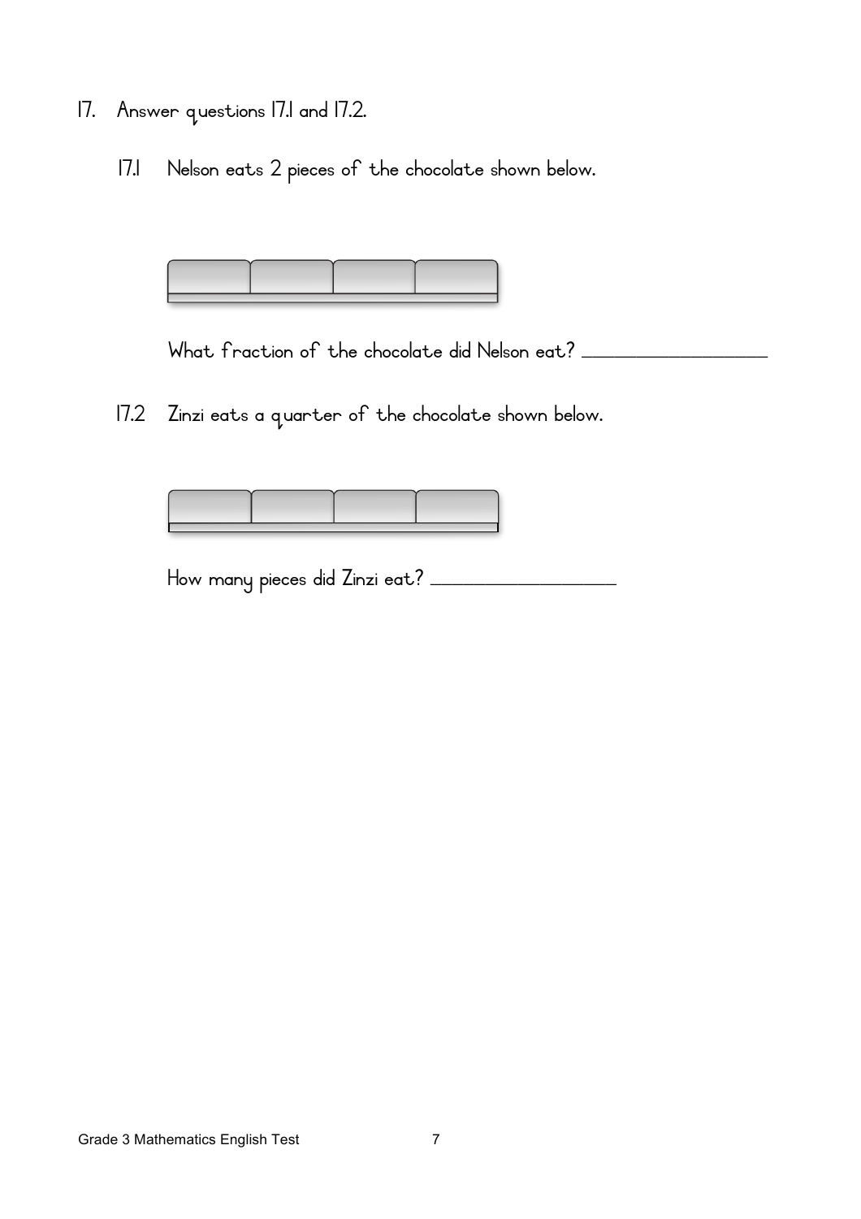17. Answer questions 17.1 and 17.2.

    17.1 Nelson eats 2 pieces of the chocolate shown below.

    What fraction of the chocolate did Nelson eat? ____________________

    17.2 Zinzi eats a quarter of the chocolate shown below.

    How many pieces did Zinzi eat? ____________________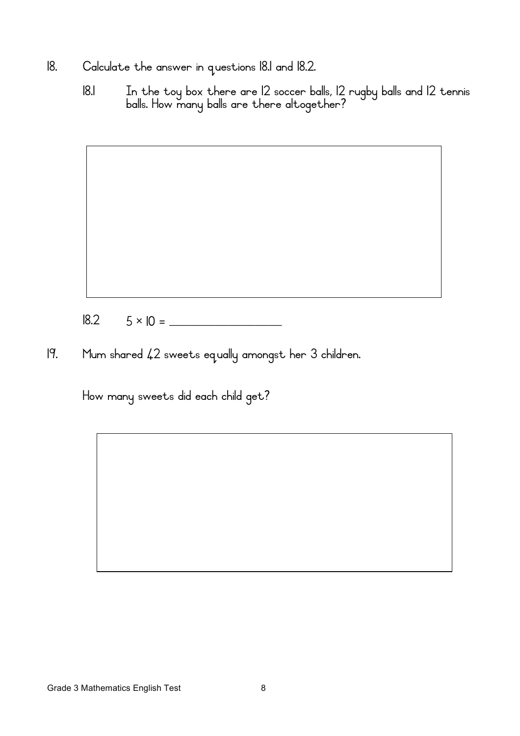18. Calculate the answer in questions 18.1 and 18.2.

    18.1 In the toy box there are 12 soccer balls, 12 rugby balls and 12 tennis balls. How many balls are there altogether?

    18.2 $5 \times 10 =$ ____________________

19. Mum shared 42 sweets equally amongst her 3 children.

    How many sweets did each child get?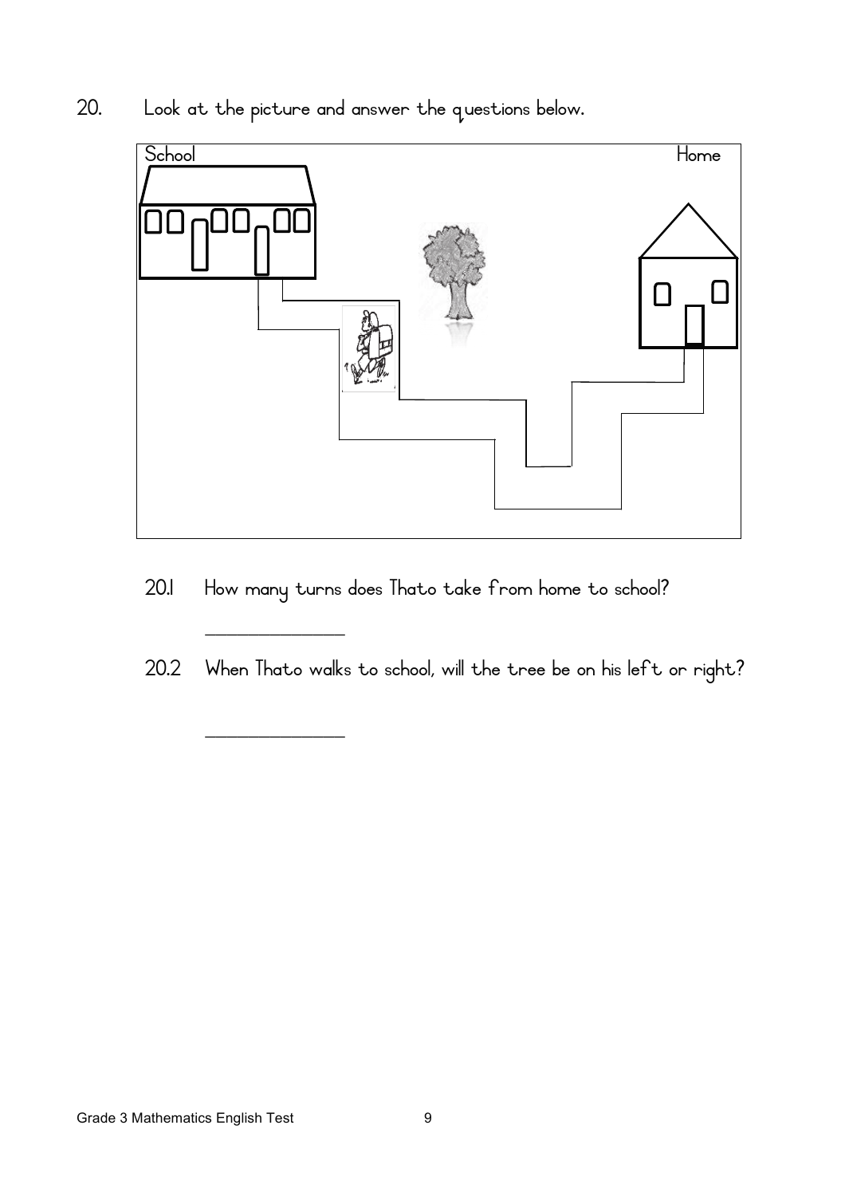20. Look at the picture and answer the questions below.

School

Home

20.1 How many turns does Thato take from home to school?

_______________

20.2 When Thato walks to school, will the tree be on his left or right?

_______________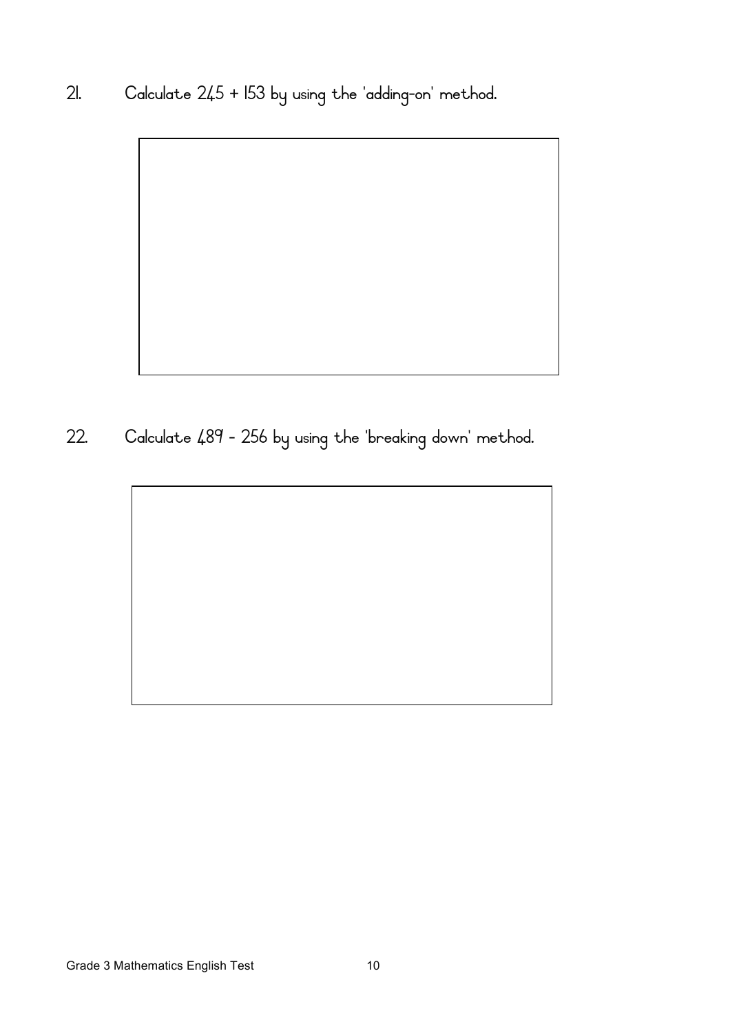21. Calculate 245 + 153 by using the 'adding-on' method.

22. Calculate 489 - 256 by using the 'breaking down' method.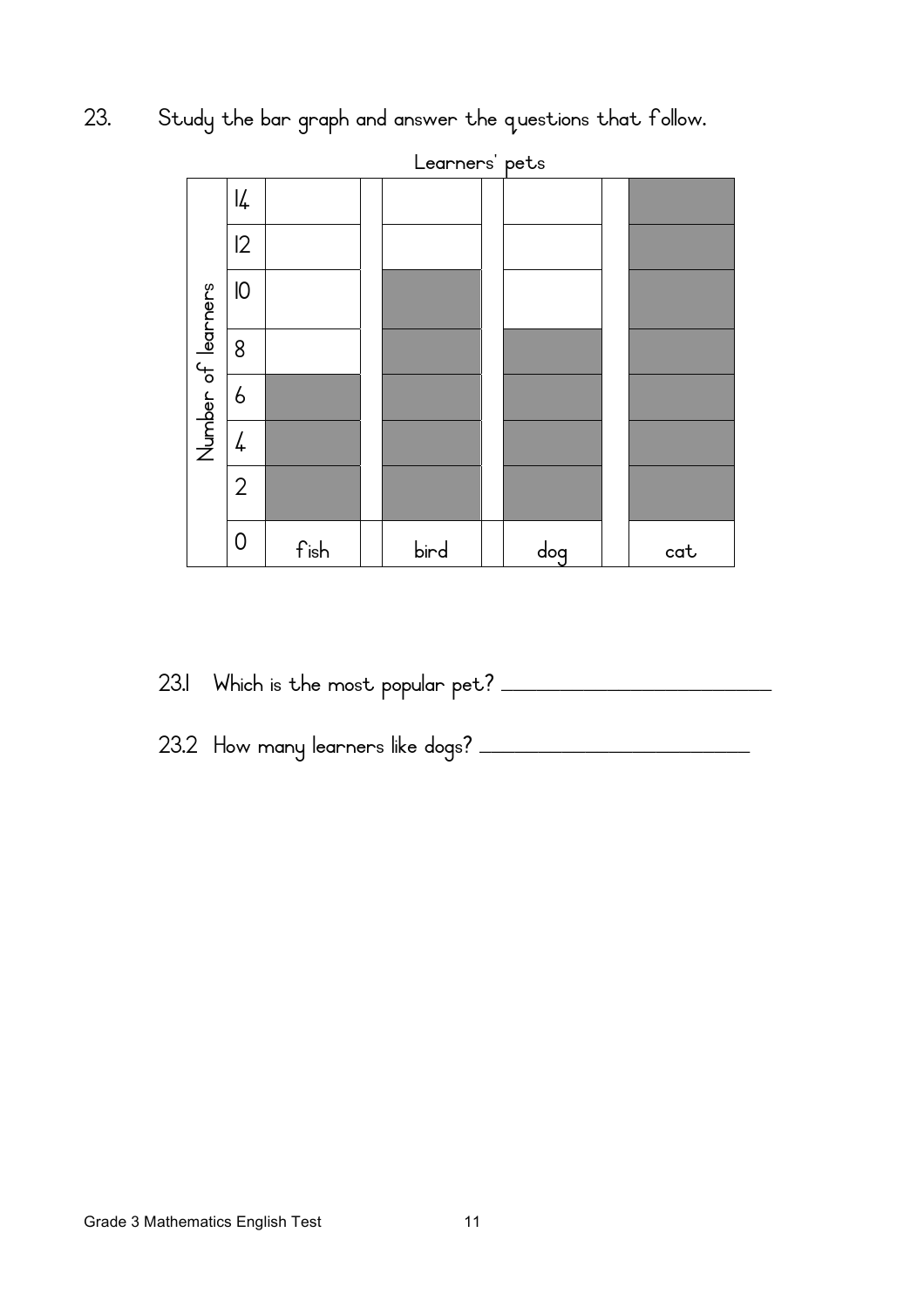23. Study the bar graph and answer the questions that follow.

Learners' pets

| Number of learners | fish | bird | dog | cat |
|---|---|---|---|---|
| 14 | | | | ■ |
| 12 | | | | ■ |
| 10 | | ■ | | ■ |
| 8 | | ■ | ■ | ■ |
| 6 | ■ | ■ | ■ | ■ |
| 4 | ■ | ■ | ■ | ■ |
| 2 | ■ | ■ | ■ | ■ |
| 0 | | | | |

23.1 Which is the most popular pet? ______________________

23.2 How many learners like dogs? ______________________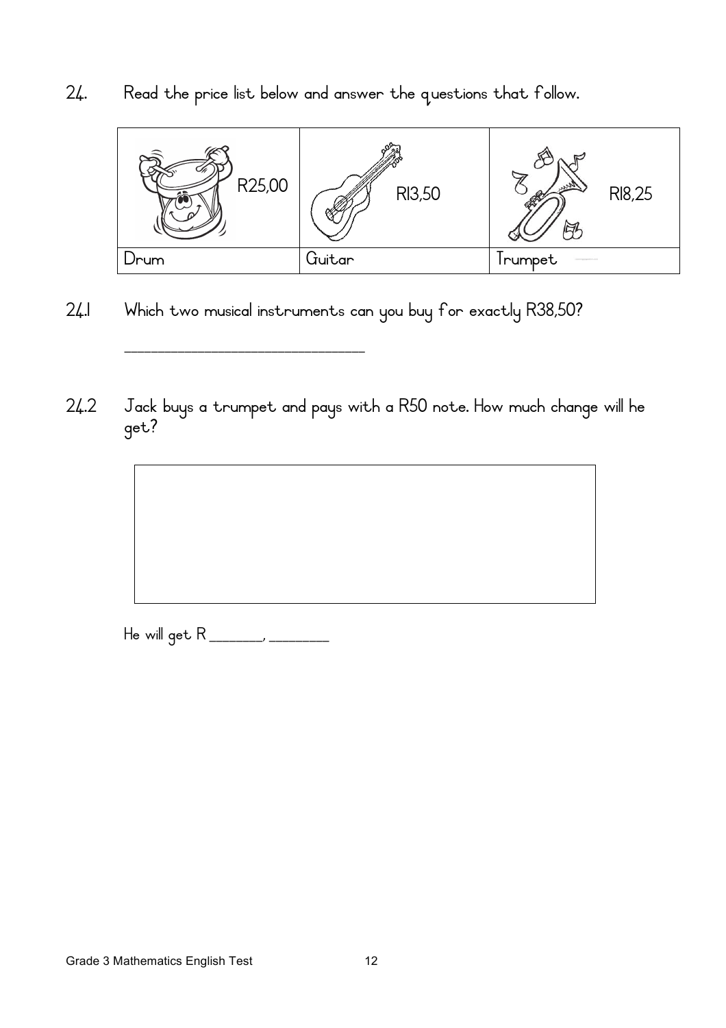24. Read the price list below and answer the questions that follow.

| R25,00 | R13,50 | R18,25 |
| --- | --- | --- |
| Drum | Guitar | Trumpet |

24.1 Which two musical instruments can you buy for exactly R38,50?

\_\_\_\_\_\_\_\_\_\_\_\_\_\_\_\_\_\_\_\_\_\_\_\_\_\_\_\_\_\_

24.2 Jack buys a trumpet and pays with a R50 note. How much change will he get?

He will get R \_\_\_\_\_\_\_, \_\_\_\_\_\_\_\_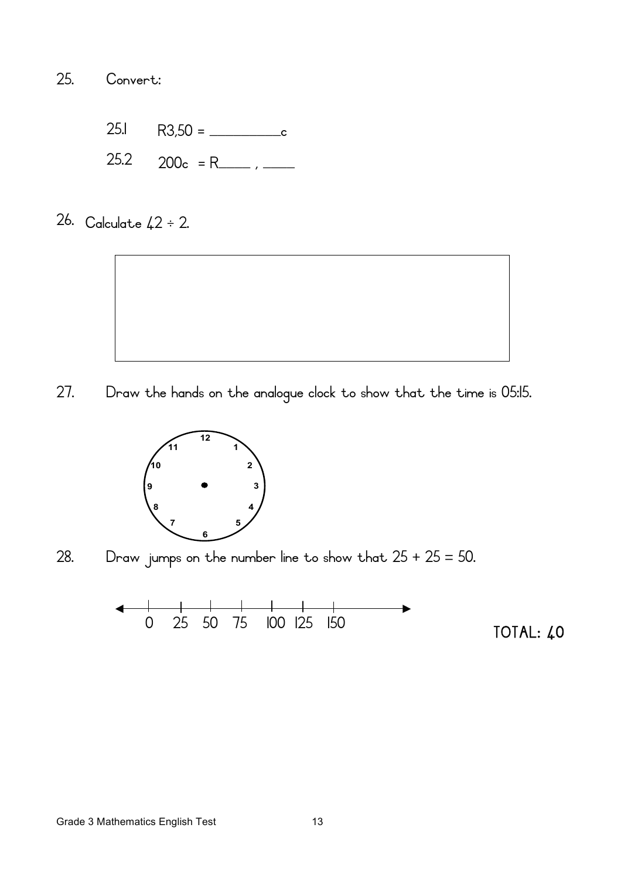25. Convert:

25.1 R3,50 = __________c

25.2 200c = R_____ , _____

26. Calculate $42 \div 2$.

27. Draw the hands on the analogue clock to show that the time is 05:15.

28. Draw jumps on the number line to show that $25 + 25 = 50$.

0 25 50 75 100 125 150

TOTAL: 40